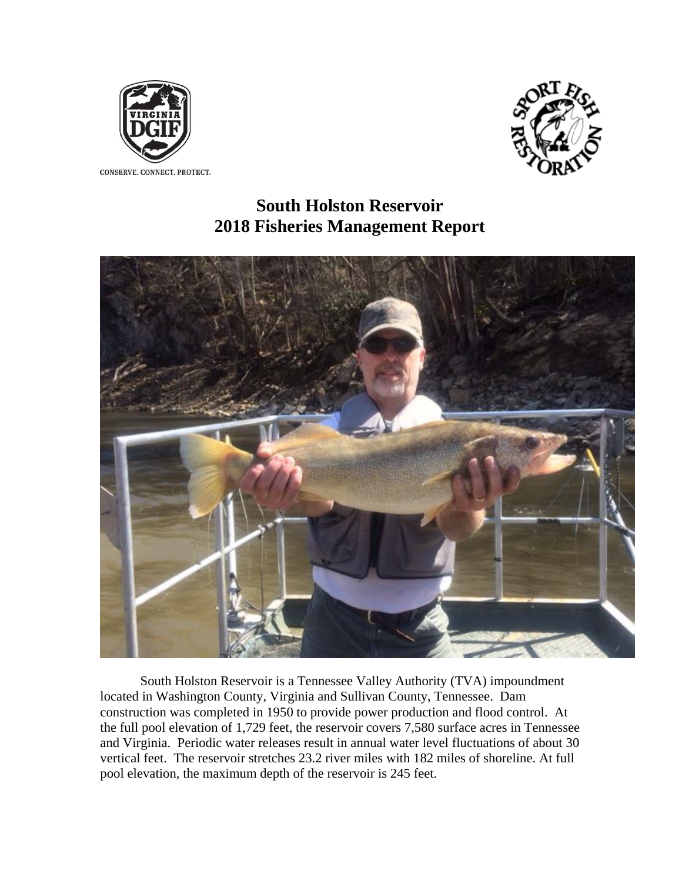CONSERVE. CONNECT. PROTECT.

# South Holston Reservoir
# 2018 Fisheries Management Report

South Holston Reservoir is a Tennessee Valley Authority (TVA) impoundment located in Washington County, Virginia and Sullivan County, Tennessee. Dam construction was completed in 1950 to provide power production and flood control. At the full pool elevation of 1,729 feet, the reservoir covers 7,580 surface acres in Tennessee and Virginia. Periodic water releases result in annual water level fluctuations of about 30 vertical feet. The reservoir stretches 23.2 river miles with 182 miles of shoreline. At full pool elevation, the maximum depth of the reservoir is 245 feet.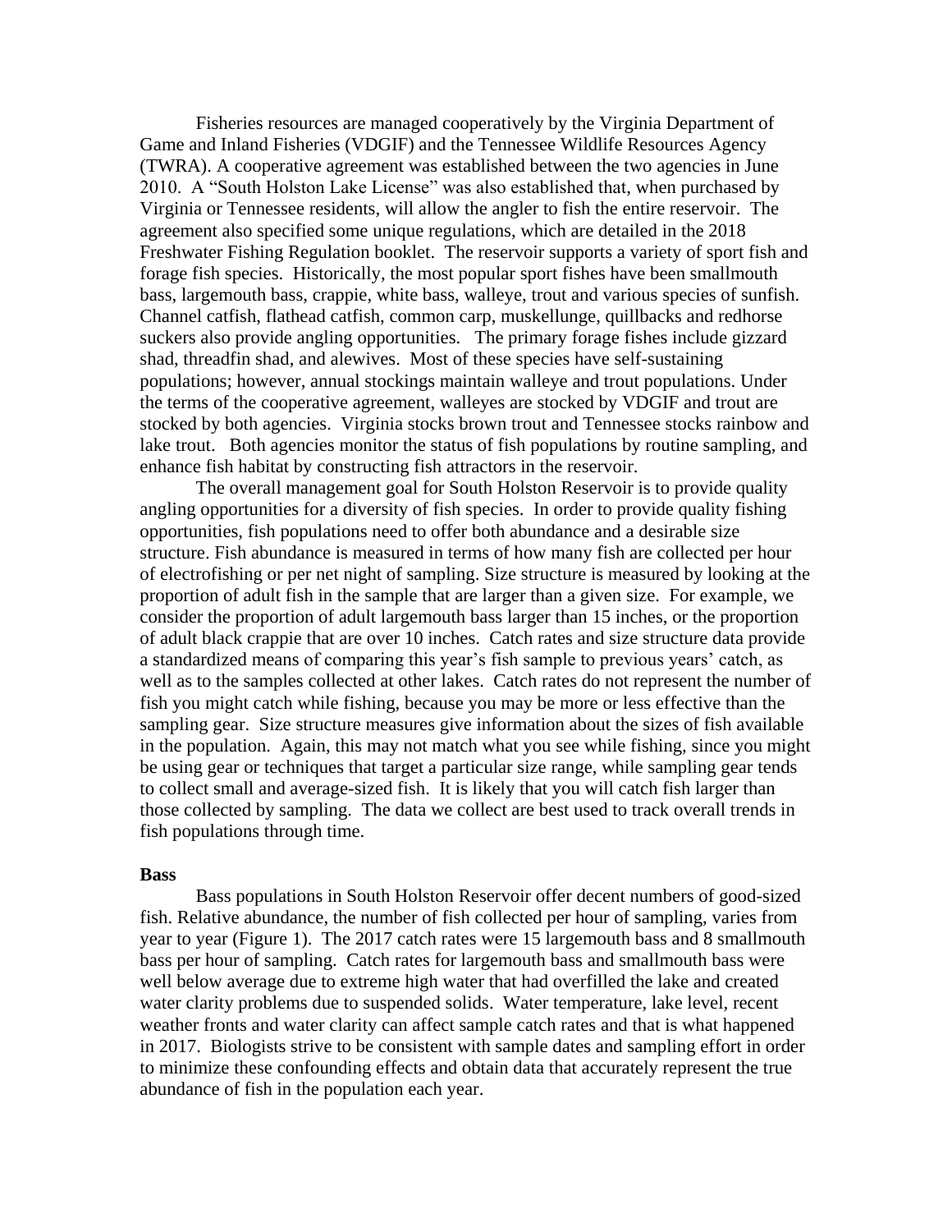Fisheries resources are managed cooperatively by the Virginia Department of Game and Inland Fisheries (VDGIF) and the Tennessee Wildlife Resources Agency (TWRA). A cooperative agreement was established between the two agencies in June 2010. A "South Holston Lake License" was also established that, when purchased by Virginia or Tennessee residents, will allow the angler to fish the entire reservoir. The agreement also specified some unique regulations, which are detailed in the 2018 Freshwater Fishing Regulation booklet. The reservoir supports a variety of sport fish and forage fish species. Historically, the most popular sport fishes have been smallmouth bass, largemouth bass, crappie, white bass, walleye, trout and various species of sunfish. Channel catfish, flathead catfish, common carp, muskellunge, quillbacks and redhorse suckers also provide angling opportunities. The primary forage fishes include gizzard shad, threadfin shad, and alewives. Most of these species have self-sustaining populations; however, annual stockings maintain walleye and trout populations. Under the terms of the cooperative agreement, walleyes are stocked by VDGIF and trout are stocked by both agencies. Virginia stocks brown trout and Tennessee stocks rainbow and lake trout. Both agencies monitor the status of fish populations by routine sampling, and enhance fish habitat by constructing fish attractors in the reservoir.

The overall management goal for South Holston Reservoir is to provide quality angling opportunities for a diversity of fish species. In order to provide quality fishing opportunities, fish populations need to offer both abundance and a desirable size structure. Fish abundance is measured in terms of how many fish are collected per hour of electrofishing or per net night of sampling. Size structure is measured by looking at the proportion of adult fish in the sample that are larger than a given size. For example, we consider the proportion of adult largemouth bass larger than 15 inches, or the proportion of adult black crappie that are over 10 inches. Catch rates and size structure data provide a standardized means of comparing this year's fish sample to previous years' catch, as well as to the samples collected at other lakes. Catch rates do not represent the number of fish you might catch while fishing, because you may be more or less effective than the sampling gear. Size structure measures give information about the sizes of fish available in the population. Again, this may not match what you see while fishing, since you might be using gear or techniques that target a particular size range, while sampling gear tends to collect small and average-sized fish. It is likely that you will catch fish larger than those collected by sampling. The data we collect are best used to track overall trends in fish populations through time.

**Bass**

Bass populations in South Holston Reservoir offer decent numbers of good-sized fish. Relative abundance, the number of fish collected per hour of sampling, varies from year to year (Figure 1). The 2017 catch rates were 15 largemouth bass and 8 smallmouth bass per hour of sampling. Catch rates for largemouth bass and smallmouth bass were well below average due to extreme high water that had overfilled the lake and created water clarity problems due to suspended solids. Water temperature, lake level, recent weather fronts and water clarity can affect sample catch rates and that is what happened in 2017. Biologists strive to be consistent with sample dates and sampling effort in order to minimize these confounding effects and obtain data that accurately represent the true abundance of fish in the population each year.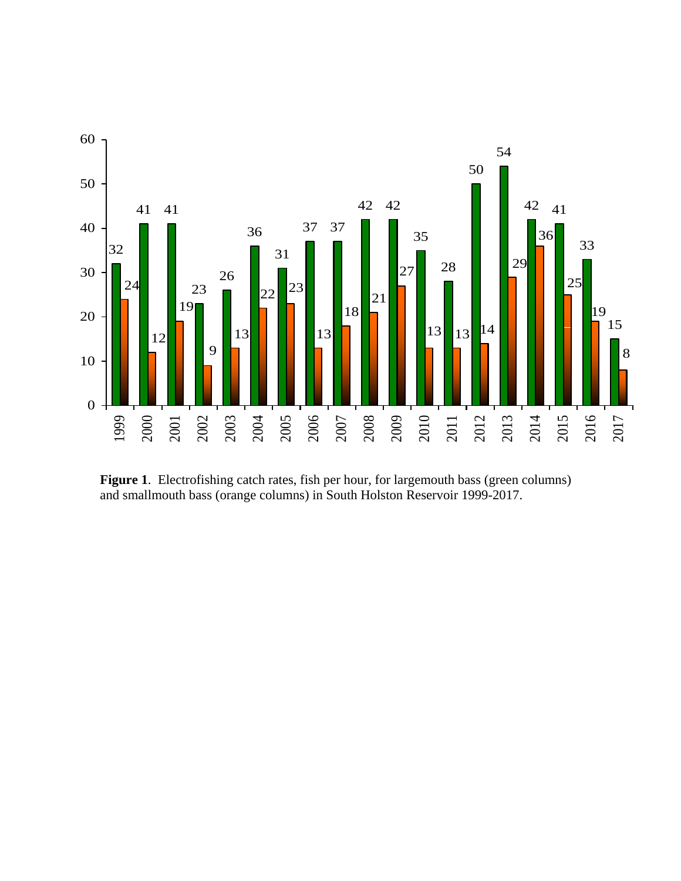| Year | Largemouth bass | Smallmouth bass |
|---|---|---|
| 1999 | 32 | 24 |
| 2000 | 41 | 12 |
| 2001 | 41 | 19 |
| 2002 | 23 | 9 |
| 2003 | 26 | 13 |
| 2004 | 36 | 22 |
| 2005 | 31 | 23 |
| 2006 | 37 | 13 |
| 2007 | 37 | 18 |
| 2008 | 42 | 21 |
| 2009 | 42 | 27 |
| 2010 | 35 | 13 |
| 2011 | 28 | 13 |
| 2012 | 50 | 14 |
| 2013 | 54 | 29 |
| 2014 | 42 | 36 |
| 2015 | 41 | 25 |
| 2016 | 33 | 19 |
| 2017 | 15 | 8 |

**Figure 1**. Electrofishing catch rates, fish per hour, for largemouth bass (green columns) and smallmouth bass (orange columns) in South Holston Reservoir 1999-2017.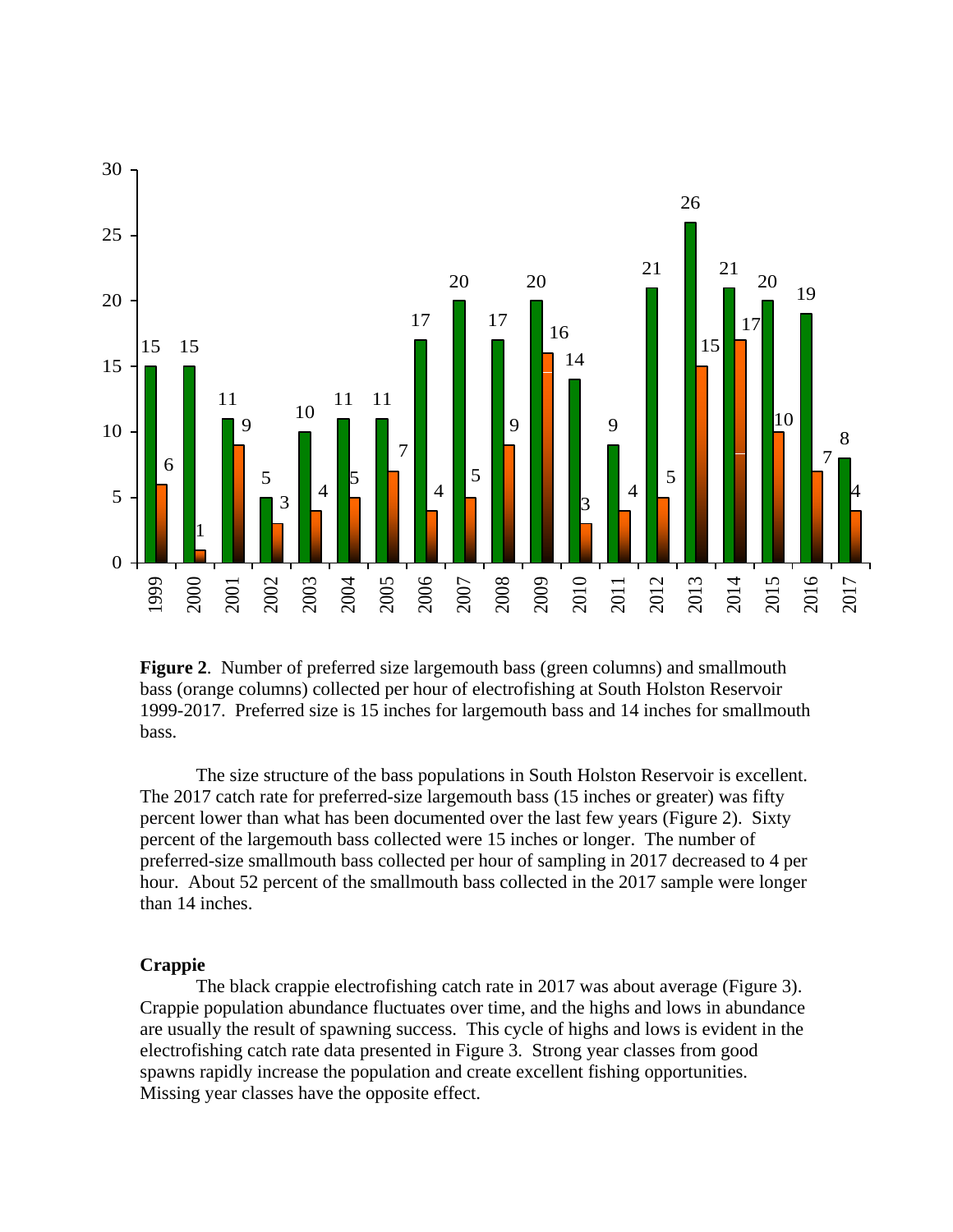| Year | Largemouth bass (green) | Smallmouth bass (orange) |
|---|---|---|
| 1999 | 15 | 6 |
| 2000 | 15 | 1 |
| 2001 | 11 | 9 |
| 2002 | 5 | 3 |
| 2003 | 10 | 4 |
| 2004 | 11 | 5 |
| 2005 | 11 | 7 |
| 2006 | 17 | 4 |
| 2007 | 20 | 5 |
| 2008 | 17 | 9 |
| 2009 | 20 | 16 |
| 2010 | 14 | 3 |
| 2011 | 9 | 4 |
| 2012 | 21 | 5 |
| 2013 | 26 | 15 |
| 2014 | 21 | 17 |
| 2015 | 20 | 10 |
| 2016 | 19 | 7 |
| 2017 | 8 | 4 |

**Figure 2**. Number of preferred size largemouth bass (green columns) and smallmouth bass (orange columns) collected per hour of electrofishing at South Holston Reservoir 1999-2017. Preferred size is 15 inches for largemouth bass and 14 inches for smallmouth bass.

The size structure of the bass populations in South Holston Reservoir is excellent. The 2017 catch rate for preferred-size largemouth bass (15 inches or greater) was fifty percent lower than what has been documented over the last few years (Figure 2). Sixty percent of the largemouth bass collected were 15 inches or longer. The number of preferred-size smallmouth bass collected per hour of sampling in 2017 decreased to 4 per hour. About 52 percent of the smallmouth bass collected in the 2017 sample were longer than 14 inches.

**Crappie**

The black crappie electrofishing catch rate in 2017 was about average (Figure 3). Crappie population abundance fluctuates over time, and the highs and lows in abundance are usually the result of spawning success. This cycle of highs and lows is evident in the electrofishing catch rate data presented in Figure 3. Strong year classes from good spawns rapidly increase the population and create excellent fishing opportunities. Missing year classes have the opposite effect.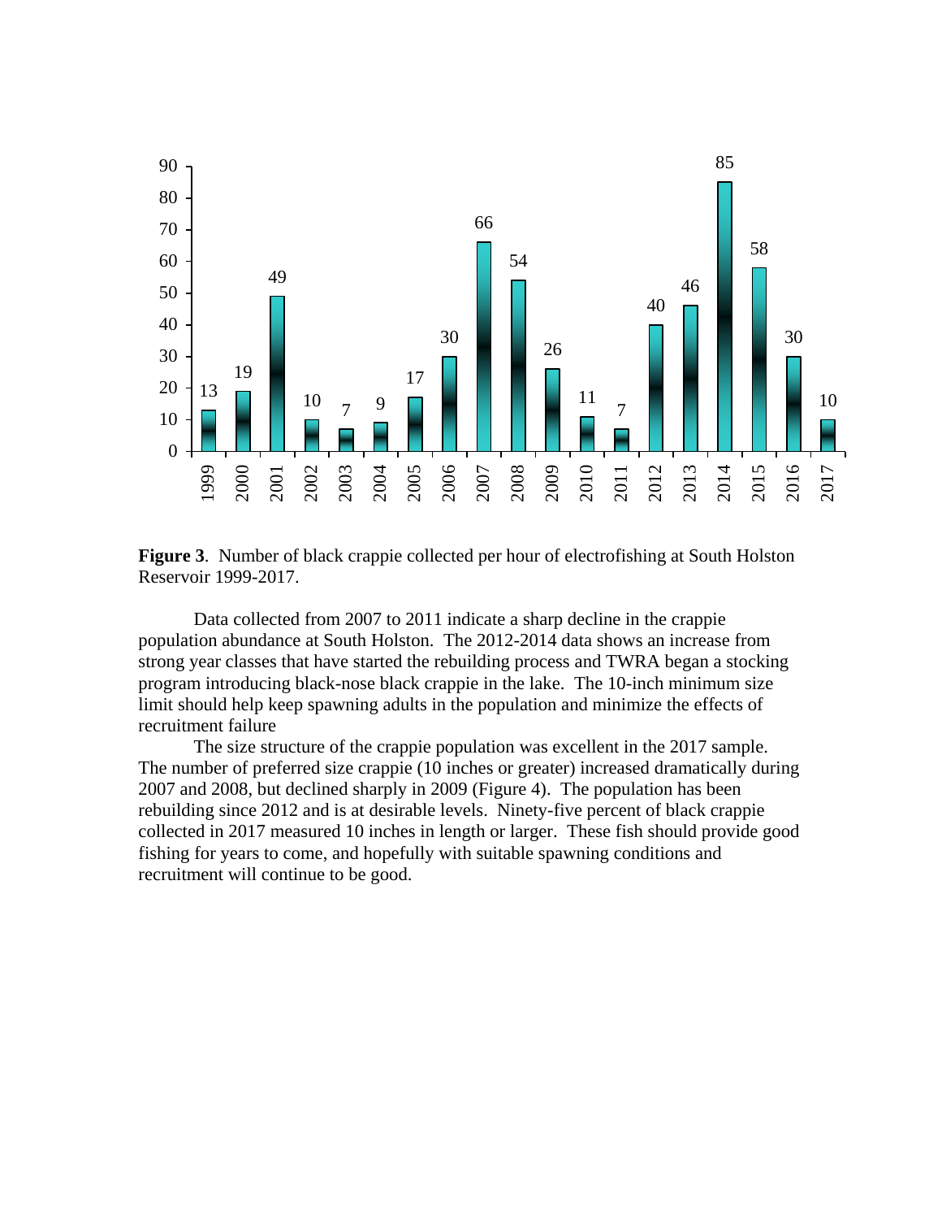**Figure 3**. Number of black crappie collected per hour of electrofishing at South Holston Reservoir 1999-2017.

Data collected from 2007 to 2011 indicate a sharp decline in the crappie population abundance at South Holston. The 2012-2014 data shows an increase from strong year classes that have started the rebuilding process and TWRA began a stocking program introducing black-nose black crappie in the lake. The 10-inch minimum size limit should help keep spawning adults in the population and minimize the effects of recruitment failure

The size structure of the crappie population was excellent in the 2017 sample. The number of preferred size crappie (10 inches or greater) increased dramatically during 2007 and 2008, but declined sharply in 2009 (Figure 4). The population has been rebuilding since 2012 and is at desirable levels. Ninety-five percent of black crappie collected in 2017 measured 10 inches in length or larger. These fish should provide good fishing for years to come, and hopefully with suitable spawning conditions and recruitment will continue to be good.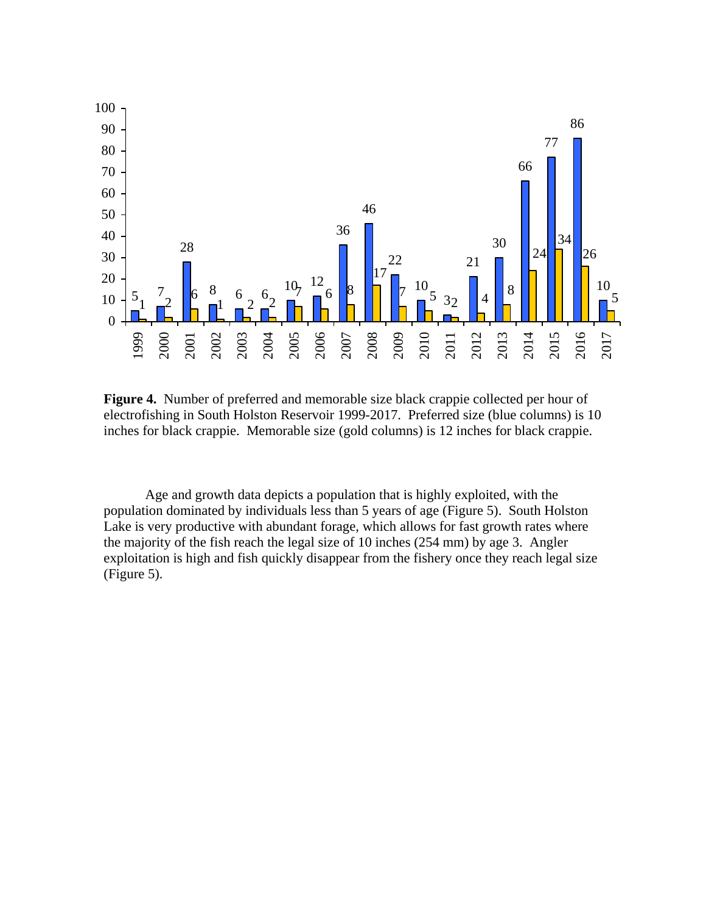**Figure 4.** Number of preferred and memorable size black crappie collected per hour of electrofishing in South Holston Reservoir 1999-2017. Preferred size (blue columns) is 10 inches for black crappie. Memorable size (gold columns) is 12 inches for black crappie.

Age and growth data depicts a population that is highly exploited, with the population dominated by individuals less than 5 years of age (Figure 5). South Holston Lake is very productive with abundant forage, which allows for fast growth rates where the majority of the fish reach the legal size of 10 inches (254 mm) by age 3. Angler exploitation is high and fish quickly disappear from the fishery once they reach legal size (Figure 5).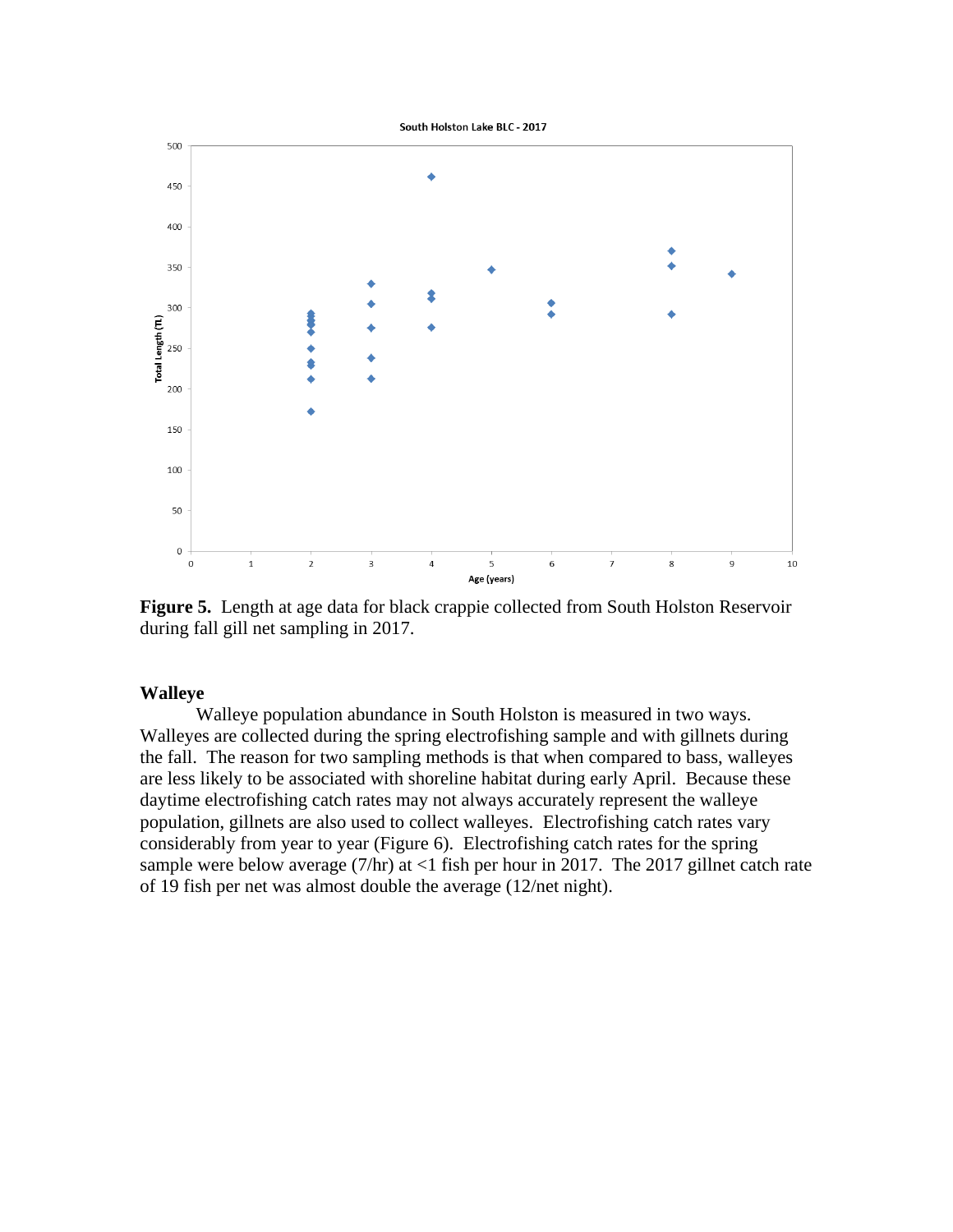**Figure 5.** Length at age data for black crappie collected from South Holston Reservoir during fall gill net sampling in 2017.

## Walleye

Walleye population abundance in South Holston is measured in two ways. Walleyes are collected during the spring electrofishing sample and with gillnets during the fall. The reason for two sampling methods is that when compared to bass, walleyes are less likely to be associated with shoreline habitat during early April. Because these daytime electrofishing catch rates may not always accurately represent the walleye population, gillnets are also used to collect walleyes. Electrofishing catch rates vary considerably from year to year (Figure 6). Electrofishing catch rates for the spring sample were below average (7/hr) at <1 fish per hour in 2017. The 2017 gillnet catch rate of 19 fish per net was almost double the average (12/net night).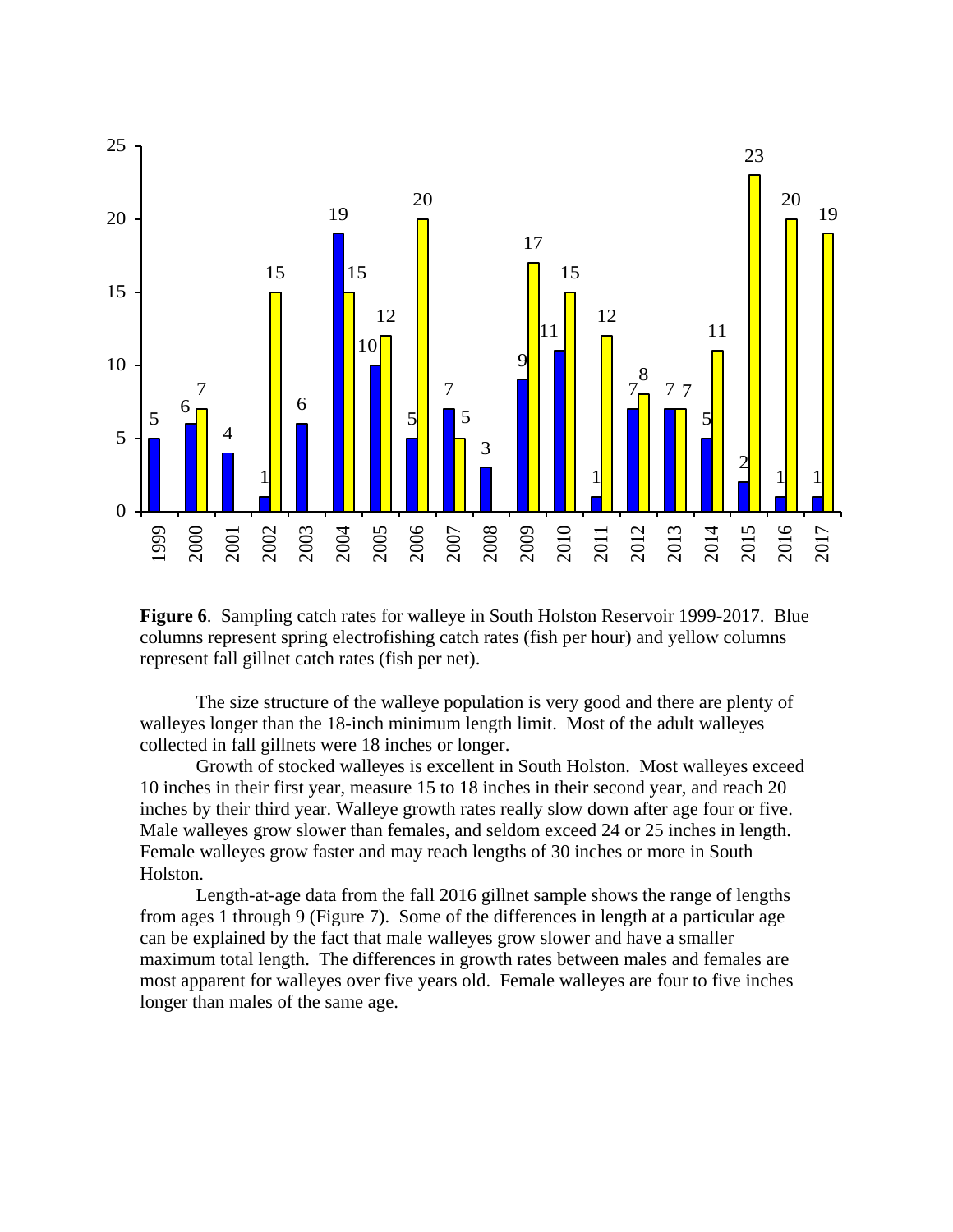| Year | Spring electrofishing (fish per hour) | Fall gillnet (fish per net) |
|---|---|---|
| 1999 | 5 | |
| 2000 | 6 | 7 |
| 2001 | 4 | |
| 2002 | 1 | 15 |
| 2003 | 6 | |
| 2004 | 19 | 15 |
| 2005 | 10 | 12 |
| 2006 | 5 | 20 |
| 2007 | 7 | 5 |
| 2008 | 3 | |
| 2009 | 9 | 17 |
| 2010 | 11 | 15 |
| 2011 | 1 | 12 |
| 2012 | 7 | 8 |
| 2013 | 7 | 7 |
| 2014 | 5 | 11 |
| 2015 | 2 | 23 |
| 2016 | 1 | 20 |
| 2017 | 1 | 19 |

**Figure 6**. Sampling catch rates for walleye in South Holston Reservoir 1999-2017. Blue columns represent spring electrofishing catch rates (fish per hour) and yellow columns represent fall gillnet catch rates (fish per net).

The size structure of the walleye population is very good and there are plenty of walleyes longer than the 18-inch minimum length limit. Most of the adult walleyes collected in fall gillnets were 18 inches or longer.

Growth of stocked walleyes is excellent in South Holston. Most walleyes exceed 10 inches in their first year, measure 15 to 18 inches in their second year, and reach 20 inches by their third year. Walleye growth rates really slow down after age four or five. Male walleyes grow slower than females, and seldom exceed 24 or 25 inches in length. Female walleyes grow faster and may reach lengths of 30 inches or more in South Holston.

Length-at-age data from the fall 2016 gillnet sample shows the range of lengths from ages 1 through 9 (Figure 7). Some of the differences in length at a particular age can be explained by the fact that male walleyes grow slower and have a smaller maximum total length. The differences in growth rates between males and females are most apparent for walleyes over five years old. Female walleyes are four to five inches longer than males of the same age.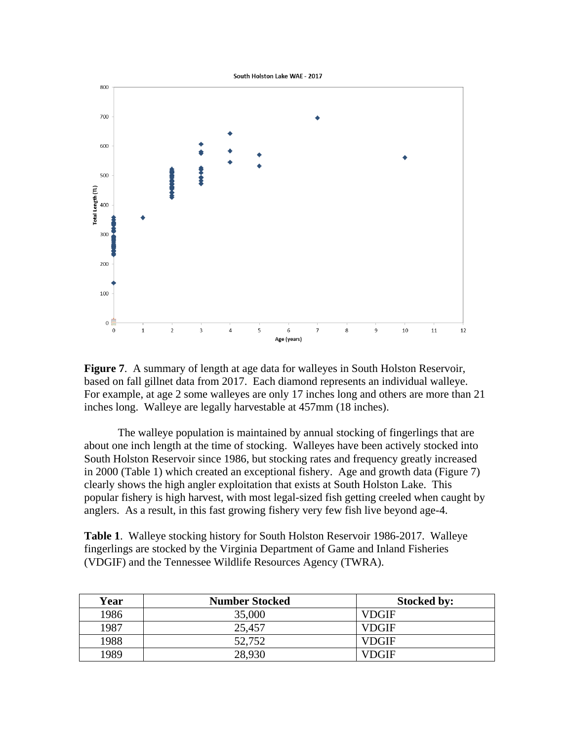South Holston Lake WAE - 2017

**Figure 7**. A summary of length at age data for walleyes in South Holston Reservoir, based on fall gillnet data from 2017. Each diamond represents an individual walleye. For example, at age 2 some walleyes are only 17 inches long and others are more than 21 inches long. Walleye are legally harvestable at 457mm (18 inches).

The walleye population is maintained by annual stocking of fingerlings that are about one inch length at the time of stocking. Walleyes have been actively stocked into South Holston Reservoir since 1986, but stocking rates and frequency greatly increased in 2000 (Table 1) which created an exceptional fishery. Age and growth data (Figure 7) clearly shows the high angler exploitation that exists at South Holston Lake. This popular fishery is high harvest, with most legal-sized fish getting creeled when caught by anglers. As a result, in this fast growing fishery very few fish live beyond age-4.

**Table 1**. Walleye stocking history for South Holston Reservoir 1986-2017. Walleye fingerlings are stocked by the Virginia Department of Game and Inland Fisheries (VDGIF) and the Tennessee Wildlife Resources Agency (TWRA).

| Year | Number Stocked | Stocked by: |
|---|---|---|
| 1986 | 35,000 | VDGIF |
| 1987 | 25,457 | VDGIF |
| 1988 | 52,752 | VDGIF |
| 1989 | 28,930 | VDGIF |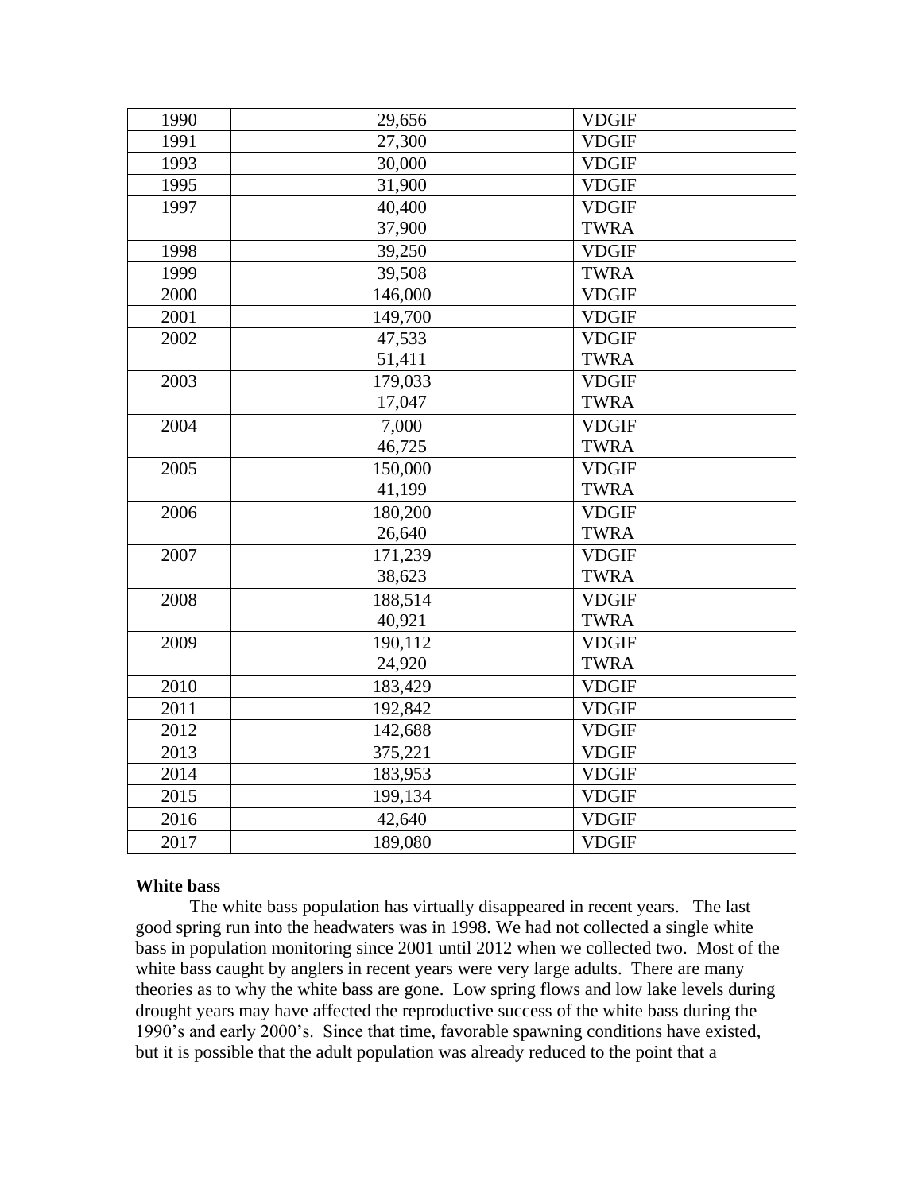| 1990 | 29,656 | VDGIF |
|---|---|---|
| 1991 | 27,300 | VDGIF |
| 1993 | 30,000 | VDGIF |
| 1995 | 31,900 | VDGIF |
| 1997 | 40,400<br>37,900 | VDGIF<br>TWRA |
| 1998 | 39,250 | VDGIF |
| 1999 | 39,508 | TWRA |
| 2000 | 146,000 | VDGIF |
| 2001 | 149,700 | VDGIF |
| 2002 | 47,533<br>51,411 | VDGIF<br>TWRA |
| 2003 | 179,033<br>17,047 | VDGIF<br>TWRA |
| 2004 | 7,000<br>46,725 | VDGIF<br>TWRA |
| 2005 | 150,000<br>41,199 | VDGIF<br>TWRA |
| 2006 | 180,200<br>26,640 | VDGIF<br>TWRA |
| 2007 | 171,239<br>38,623 | VDGIF<br>TWRA |
| 2008 | 188,514<br>40,921 | VDGIF<br>TWRA |
| 2009 | 190,112<br>24,920 | VDGIF<br>TWRA |
| 2010 | 183,429 | VDGIF |
| 2011 | 192,842 | VDGIF |
| 2012 | 142,688 | VDGIF |
| 2013 | 375,221 | VDGIF |
| 2014 | 183,953 | VDGIF |
| 2015 | 199,134 | VDGIF |
| 2016 | 42,640 | VDGIF |
| 2017 | 189,080 | VDGIF |

**White bass**

The white bass population has virtually disappeared in recent years. The last good spring run into the headwaters was in 1998. We had not collected a single white bass in population monitoring since 2001 until 2012 when we collected two. Most of the white bass caught by anglers in recent years were very large adults. There are many theories as to why the white bass are gone. Low spring flows and low lake levels during drought years may have affected the reproductive success of the white bass during the 1990's and early 2000's. Since that time, favorable spawning conditions have existed, but it is possible that the adult population was already reduced to the point that a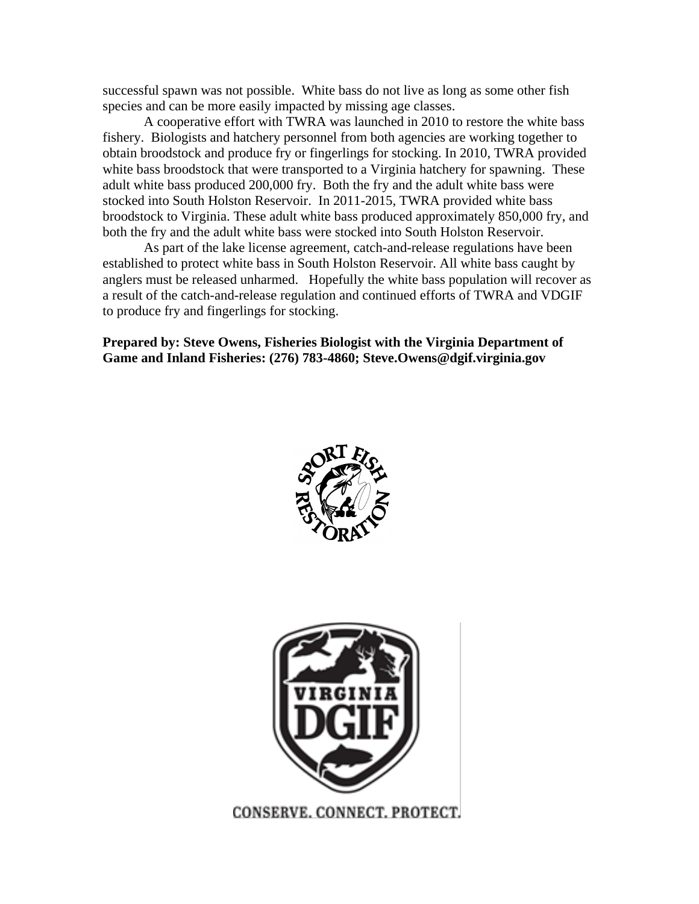successful spawn was not possible. White bass do not live as long as some other fish species and can be more easily impacted by missing age classes.

A cooperative effort with TWRA was launched in 2010 to restore the white bass fishery. Biologists and hatchery personnel from both agencies are working together to obtain broodstock and produce fry or fingerlings for stocking. In 2010, TWRA provided white bass broodstock that were transported to a Virginia hatchery for spawning. These adult white bass produced 200,000 fry. Both the fry and the adult white bass were stocked into South Holston Reservoir. In 2011-2015, TWRA provided white bass broodstock to Virginia. These adult white bass produced approximately 850,000 fry, and both the fry and the adult white bass were stocked into South Holston Reservoir.

As part of the lake license agreement, catch-and-release regulations have been established to protect white bass in South Holston Reservoir. All white bass caught by anglers must be released unharmed. Hopefully the white bass population will recover as a result of the catch-and-release regulation and continued efforts of TWRA and VDGIF to produce fry and fingerlings for stocking.

**Prepared by: Steve Owens, Fisheries Biologist with the Virginia Department of Game and Inland Fisheries: (276) 783-4860; Steve.Owens@dgif.virginia.gov**

SPORT FISH RESTORATION

VIRGINIA DGIF

CONSERVE. CONNECT. PROTECT.